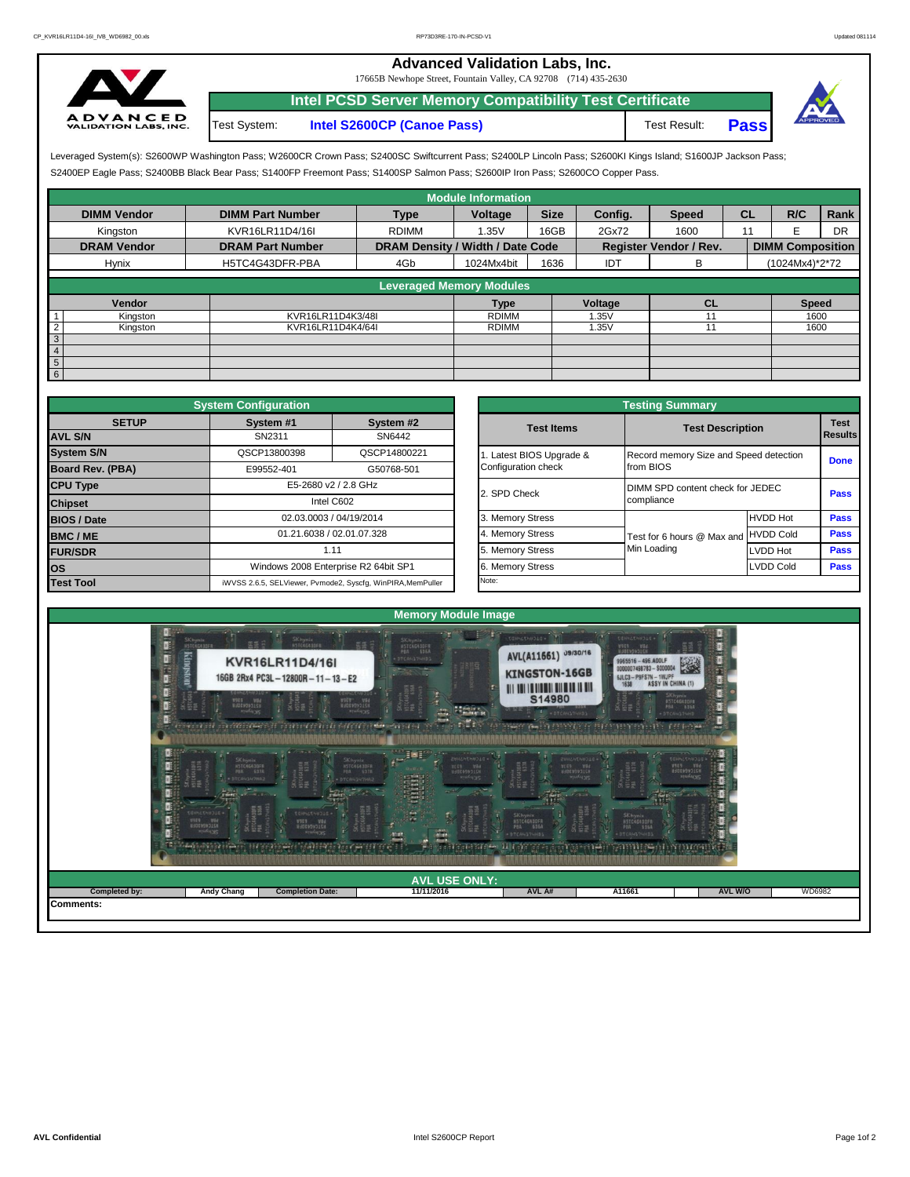# Advanced Validation Labs, Inc.

17665B Newhope Street, Fountain Valley, CA 92708 (714) 435-2630

## Intel PCSD Server Memory Compatibility Test Certificate

Test System: **Intel S2600CP (Canoe Pass)** Test Result: **Pass**

Leveraged System(s): S2600WP Washington Pass; W2600CR Crown Pass; S2400SC Swiftcurrent Pass; S2400LP Lincoln Pass; S2600KI Kings Island; S1600JP Jackson Pass; S2400EP Eagle Pass; S2400BB Black Bear Pass; S1400FP Freemont Pass; S1400SP Salmon Pass; S2600IP Iron Pass; S2600CO Copper Pass.

### Module Information

| DIMM Vendor | DIMM Part Number | Type | Voltage | Size | Config. | Speed | CL | R/C | Rank |
|---|---|---|---|---|---|---|---|---|---|
| Kingston | KVR16LR11D4/16I | RDIMM | 1.35V | 16GB | 2Gx72 | 1600 | 11 | E | DR |
| **DRAM Vendor** | **DRAM Part Number** | **DRAM Density / Width / Date Code** | | | **Register Vendor / Rev.** | | **DIMM Composition** | | |
| Hynix | H5TC4G43DFR-PBA | 4Gb | 1024Mx4bit | 1636 | IDT | B | (1024Mx4)*2*72 | | |

### Leveraged Memory Modules

| | Vendor | | Type | Voltage | CL | Speed |
|---|---|---|---|---|---|---|
| 1 | Kingston | KVR16LR11D4K3/48I | RDIMM | 1.35V | 11 | 1600 |
| 2 | Kingston | KVR16LR11D4K4/64I | RDIMM | 1.35V | 11 | 1600 |
| 3 | | | | | | |
| 4 | | | | | | |
| 5 | | | | | | |
| 6 | | | | | | |

### System Configuration

| SETUP | System #1 | System #2 |
|---|---|---|
| AVL S/N | SN2311 | SN6442 |
| System S/N | QSCP13800398 | QSCP14800221 |
| Board Rev. (PBA) | E99552-401 | G50768-501 |
| CPU Type | E5-2680 v2 / 2.8 GHz | |
| Chipset | Intel C602 | |
| BIOS / Date | 02.03.0003 / 04/19/2014 | |
| BMC / ME | 01.21.6038 / 02.01.07.328 | |
| FUR/SDR | 1.11 | |
| OS | Windows 2008 Enterprise R2 64bit SP1 | |
| Test Tool | iWVSS 2.6.5, SELViewer, Pvmode2, Syscfg, WinPIRA,MemPuller | |

### Testing Summary

| Test Items | Test Description | | Test Results |
|---|---|---|---|
| 1. Latest BIOS Upgrade & Configuration check | Record memory Size and Speed detection from BIOS | | Done |
| 2. SPD Check | DIMM SPD content check for JEDEC compliance | | Pass |
| 3. Memory Stress | Test for 6 hours @ Max and Min Loading | HVDD Hot | Pass |
| 4. Memory Stress | | HVDD Cold | Pass |
| 5. Memory Stress | | LVDD Hot | Pass |
| 6. Memory Stress | | LVDD Cold | Pass |
| Note: | | | |

### Memory Module Image

### AVL USE ONLY:

| Completed by: | Andy Chang | Completion Date: | 11/11/2016 | AVL A# | A11661 | AVL W/O | WD6982 |
|---|---|---|---|---|---|---|---|

Comments: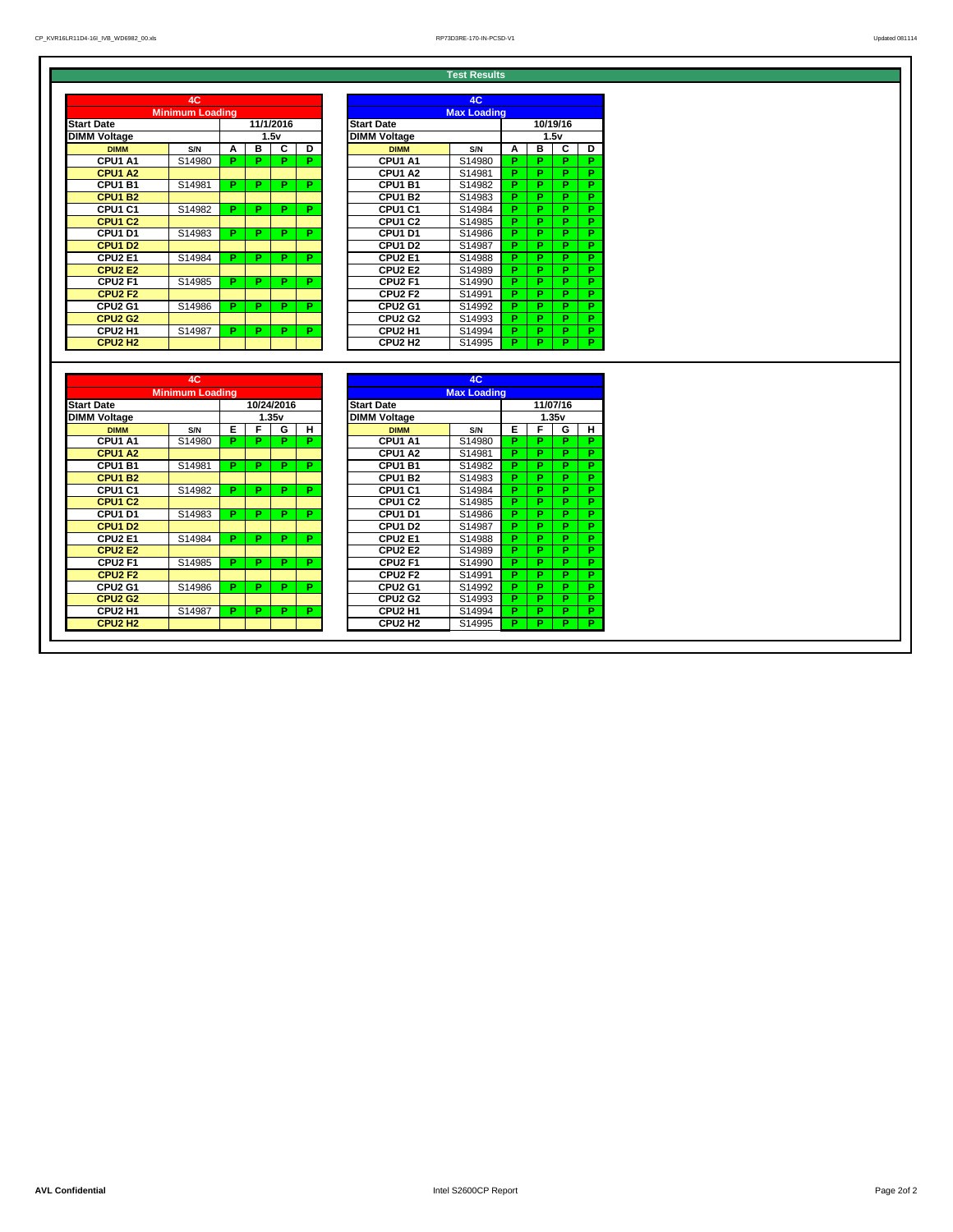## Test Results

| 4C Minimum Loading | | | | | |
|---|---|---|---|---|---|
| Start Date | | 11/1/2016 | | | |
| DIMM Voltage | | 1.5v | | | |
| DIMM | S/N | A | B | C | D |
| CPU1 A1 | S14980 | P | P | P | P |
| CPU1 A2 | | | | | |
| CPU1 B1 | S14981 | P | P | P | P |
| CPU1 B2 | | | | | |
| CPU1 C1 | S14982 | P | P | P | P |
| CPU1 C2 | | | | | |
| CPU1 D1 | S14983 | P | P | P | P |
| CPU1 D2 | | | | | |
| CPU2 E1 | S14984 | P | P | P | P |
| CPU2 E2 | | | | | |
| CPU2 F1 | S14985 | P | P | P | P |
| CPU2 F2 | | | | | |
| CPU2 G1 | S14986 | P | P | P | P |
| CPU2 G2 | | | | | |
| CPU2 H1 | S14987 | P | P | P | P |
| CPU2 H2 | | | | | |

| 4C Max Loading | | | | | |
|---|---|---|---|---|---|
| Start Date | | 10/19/16 | | | |
| DIMM Voltage | | 1.5v | | | |
| DIMM | S/N | A | B | C | D |
| CPU1 A1 | S14980 | P | P | P | P |
| CPU1 A2 | S14981 | P | P | P | P |
| CPU1 B1 | S14982 | P | P | P | P |
| CPU1 B2 | S14983 | P | P | P | P |
| CPU1 C1 | S14984 | P | P | P | P |
| CPU1 C2 | S14985 | P | P | P | P |
| CPU1 D1 | S14986 | P | P | P | P |
| CPU1 D2 | S14987 | P | P | P | P |
| CPU2 E1 | S14988 | P | P | P | P |
| CPU2 E2 | S14989 | P | P | P | P |
| CPU2 F1 | S14990 | P | P | P | P |
| CPU2 F2 | S14991 | P | P | P | P |
| CPU2 G1 | S14992 | P | P | P | P |
| CPU2 G2 | S14993 | P | P | P | P |
| CPU2 H1 | S14994 | P | P | P | P |
| CPU2 H2 | S14995 | P | P | P | P |

| 4C Minimum Loading | | | | | |
|---|---|---|---|---|---|
| Start Date | | 10/24/2016 | | | |
| DIMM Voltage | | 1.35v | | | |
| DIMM | S/N | E | F | G | H |
| CPU1 A1 | S14980 | P | P | P | P |
| CPU1 A2 | | | | | |
| CPU1 B1 | S14981 | P | P | P | P |
| CPU1 B2 | | | | | |
| CPU1 C1 | S14982 | P | P | P | P |
| CPU1 C2 | | | | | |
| CPU1 D1 | S14983 | P | P | P | P |
| CPU1 D2 | | | | | |
| CPU2 E1 | S14984 | P | P | P | P |
| CPU2 E2 | | | | | |
| CPU2 F1 | S14985 | P | P | P | P |
| CPU2 F2 | | | | | |
| CPU2 G1 | S14986 | P | P | P | P |
| CPU2 G2 | | | | | |
| CPU2 H1 | S14987 | P | P | P | P |
| CPU2 H2 | | | | | |

| 4C Max Loading | | | | | |
|---|---|---|---|---|---|
| Start Date | | 11/07/16 | | | |
| DIMM Voltage | | 1.35v | | | |
| DIMM | S/N | E | F | G | H |
| CPU1 A1 | S14980 | P | P | P | P |
| CPU1 A2 | S14981 | P | P | P | P |
| CPU1 B1 | S14982 | P | P | P | P |
| CPU1 B2 | S14983 | P | P | P | P |
| CPU1 C1 | S14984 | P | P | P | P |
| CPU1 C2 | S14985 | P | P | P | P |
| CPU1 D1 | S14986 | P | P | P | P |
| CPU1 D2 | S14987 | P | P | P | P |
| CPU2 E1 | S14988 | P | P | P | P |
| CPU2 E2 | S14989 | P | P | P | P |
| CPU2 F1 | S14990 | P | P | P | P |
| CPU2 F2 | S14991 | P | P | P | P |
| CPU2 G1 | S14992 | P | P | P | P |
| CPU2 G2 | S14993 | P | P | P | P |
| CPU2 H1 | S14994 | P | P | P | P |
| CPU2 H2 | S14995 | P | P | P | P |